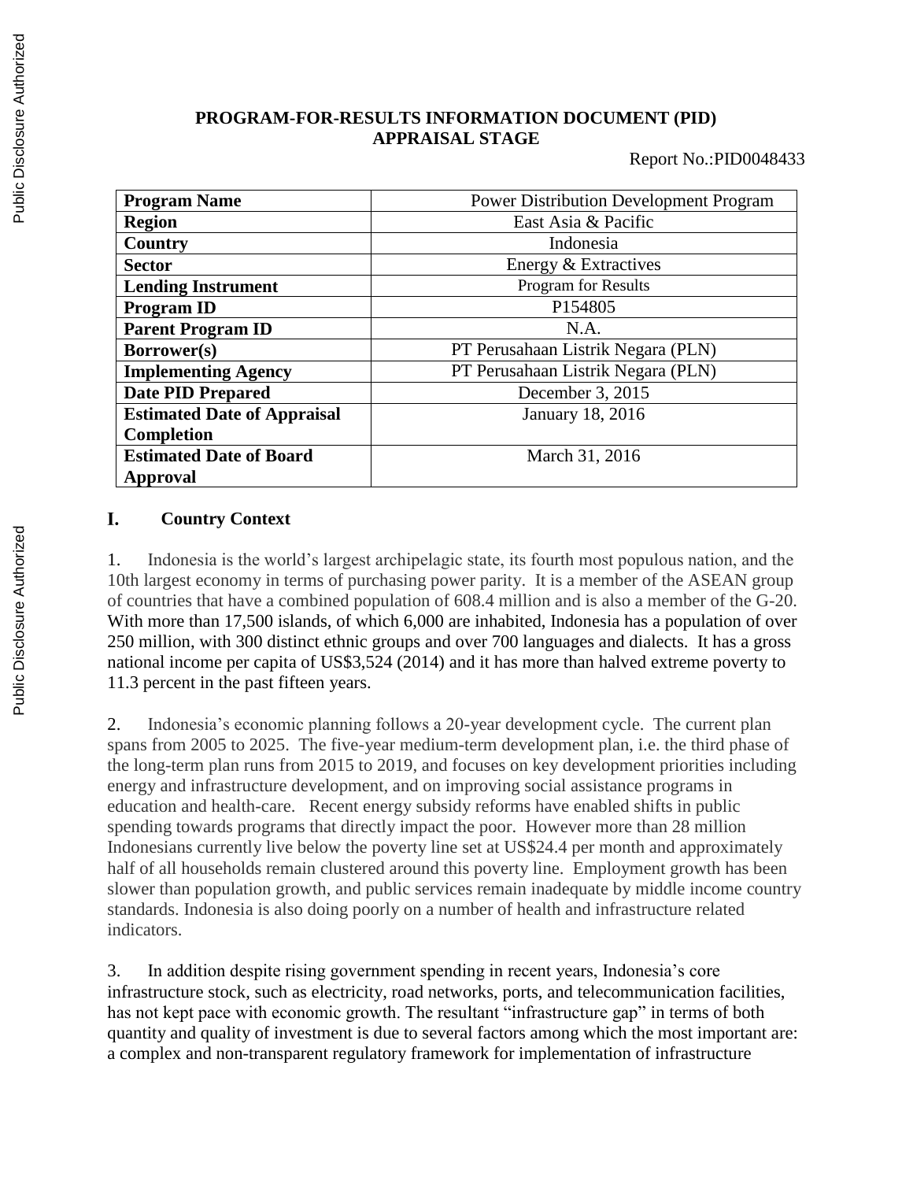**PROGRAM-FOR-RESULTS INFORMATION DOCUMENT (PID)**
**APPRAISAL STAGE**

Report No.:PID0048433

| **Program Name** | Power Distribution Development Program |
|---|---|
| **Region** | East Asia & Pacific |
| **Country** | Indonesia |
| **Sector** | Energy & Extractives |
| **Lending Instrument** | Program for Results |
| **Program ID** | P154805 |
| **Parent Program ID** | N.A. |
| **Borrower(s)** | PT Perusahaan Listrik Negara (PLN) |
| **Implementing Agency** | PT Perusahaan Listrik Negara (PLN) |
| **Date PID Prepared** | December 3, 2015 |
| **Estimated Date of Appraisal Completion** | January 18, 2016 |
| **Estimated Date of Board Approval** | March 31, 2016 |

## I. Country Context

1. Indonesia is the world's largest archipelagic state, its fourth most populous nation, and the 10th largest economy in terms of purchasing power parity. It is a member of the ASEAN group of countries that have a combined population of 608.4 million and is also a member of the G-20. With more than 17,500 islands, of which 6,000 are inhabited, Indonesia has a population of over 250 million, with 300 distinct ethnic groups and over 700 languages and dialects. It has a gross national income per capita of US$3,524 (2014) and it has more than halved extreme poverty to 11.3 percent in the past fifteen years.

2. Indonesia's economic planning follows a 20-year development cycle. The current plan spans from 2005 to 2025. The five-year medium-term development plan, i.e. the third phase of the long-term plan runs from 2015 to 2019, and focuses on key development priorities including energy and infrastructure development, and on improving social assistance programs in education and health-care. Recent energy subsidy reforms have enabled shifts in public spending towards programs that directly impact the poor. However more than 28 million Indonesians currently live below the poverty line set at US$24.4 per month and approximately half of all households remain clustered around this poverty line. Employment growth has been slower than population growth, and public services remain inadequate by middle income country standards. Indonesia is also doing poorly on a number of health and infrastructure related indicators.

3. In addition despite rising government spending in recent years, Indonesia's core infrastructure stock, such as electricity, road networks, ports, and telecommunication facilities, has not kept pace with economic growth. The resultant "infrastructure gap" in terms of both quantity and quality of investment is due to several factors among which the most important are: a complex and non-transparent regulatory framework for implementation of infrastructure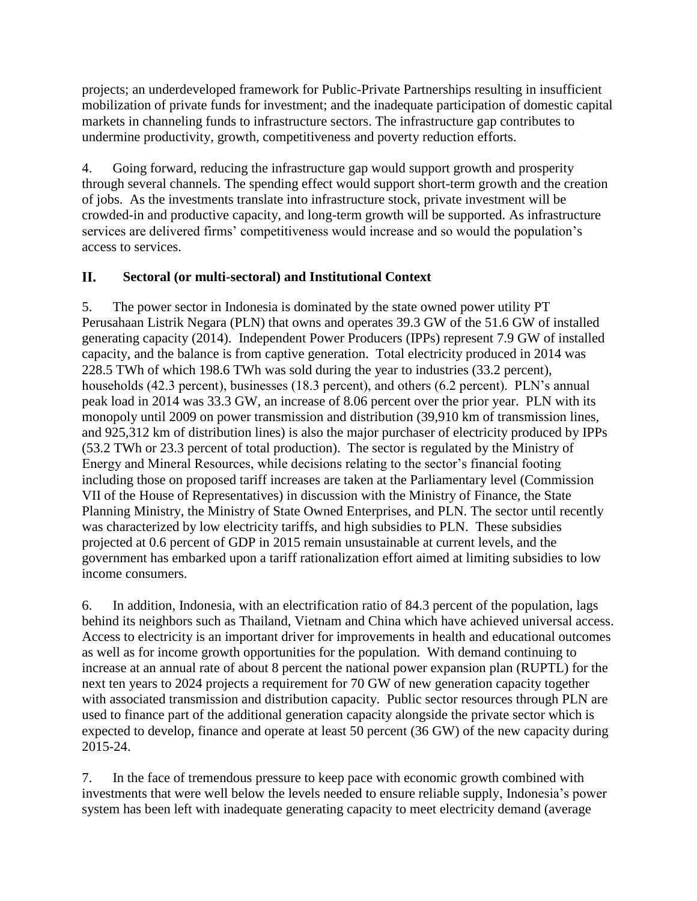projects; an underdeveloped framework for Public-Private Partnerships resulting in insufficient mobilization of private funds for investment; and the inadequate participation of domestic capital markets in channeling funds to infrastructure sectors. The infrastructure gap contributes to undermine productivity, growth, competitiveness and poverty reduction efforts.

4. Going forward, reducing the infrastructure gap would support growth and prosperity through several channels. The spending effect would support short-term growth and the creation of jobs. As the investments translate into infrastructure stock, private investment will be crowded-in and productive capacity, and long-term growth will be supported. As infrastructure services are delivered firms' competitiveness would increase and so would the population's access to services.

## II. Sectoral (or multi-sectoral) and Institutional Context

5. The power sector in Indonesia is dominated by the state owned power utility PT Perusahaan Listrik Negara (PLN) that owns and operates 39.3 GW of the 51.6 GW of installed generating capacity (2014). Independent Power Producers (IPPs) represent 7.9 GW of installed capacity, and the balance is from captive generation. Total electricity produced in 2014 was 228.5 TWh of which 198.6 TWh was sold during the year to industries (33.2 percent), households (42.3 percent), businesses (18.3 percent), and others (6.2 percent). PLN's annual peak load in 2014 was 33.3 GW, an increase of 8.06 percent over the prior year. PLN with its monopoly until 2009 on power transmission and distribution (39,910 km of transmission lines, and 925,312 km of distribution lines) is also the major purchaser of electricity produced by IPPs (53.2 TWh or 23.3 percent of total production). The sector is regulated by the Ministry of Energy and Mineral Resources, while decisions relating to the sector's financial footing including those on proposed tariff increases are taken at the Parliamentary level (Commission VII of the House of Representatives) in discussion with the Ministry of Finance, the State Planning Ministry, the Ministry of State Owned Enterprises, and PLN. The sector until recently was characterized by low electricity tariffs, and high subsidies to PLN. These subsidies projected at 0.6 percent of GDP in 2015 remain unsustainable at current levels, and the government has embarked upon a tariff rationalization effort aimed at limiting subsidies to low income consumers.

6. In addition, Indonesia, with an electrification ratio of 84.3 percent of the population, lags behind its neighbors such as Thailand, Vietnam and China which have achieved universal access. Access to electricity is an important driver for improvements in health and educational outcomes as well as for income growth opportunities for the population. With demand continuing to increase at an annual rate of about 8 percent the national power expansion plan (RUPTL) for the next ten years to 2024 projects a requirement for 70 GW of new generation capacity together with associated transmission and distribution capacity. Public sector resources through PLN are used to finance part of the additional generation capacity alongside the private sector which is expected to develop, finance and operate at least 50 percent (36 GW) of the new capacity during 2015-24.

7. In the face of tremendous pressure to keep pace with economic growth combined with investments that were well below the levels needed to ensure reliable supply, Indonesia's power system has been left with inadequate generating capacity to meet electricity demand (average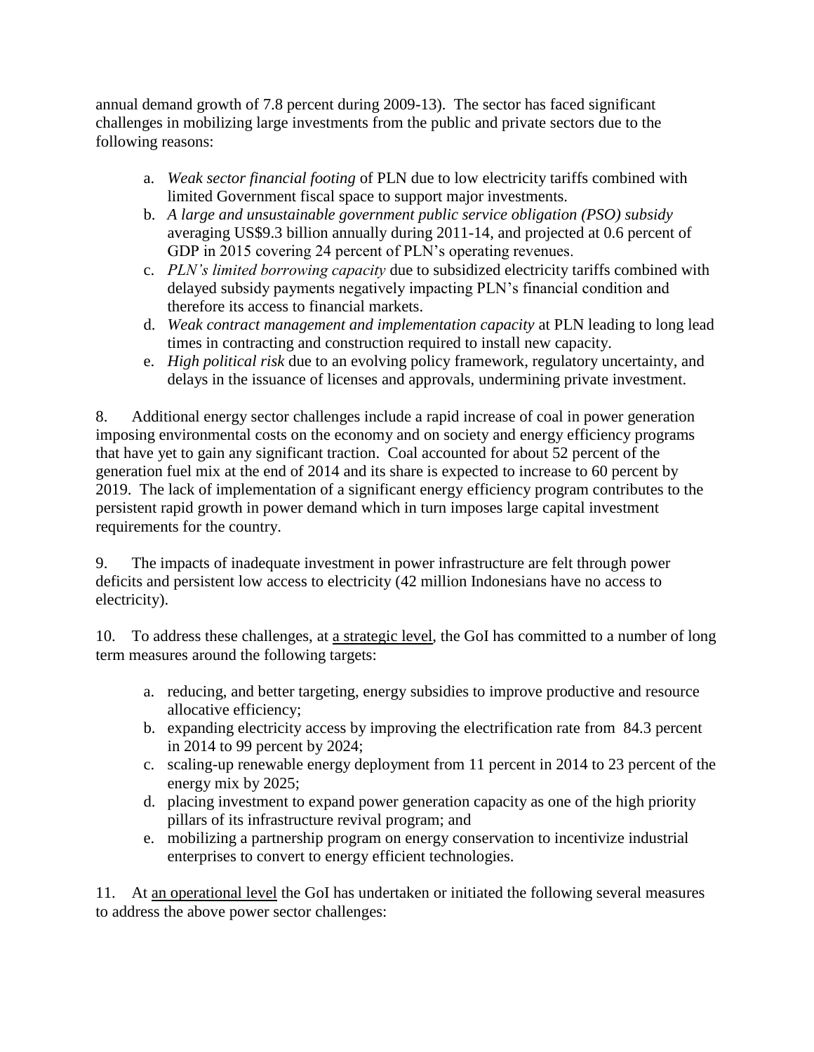annual demand growth of 7.8 percent during 2009-13). The sector has faced significant challenges in mobilizing large investments from the public and private sectors due to the following reasons:

a. *Weak sector financial footing* of PLN due to low electricity tariffs combined with limited Government fiscal space to support major investments.
b. *A large and unsustainable government public service obligation (PSO) subsidy* averaging US$9.3 billion annually during 2011-14, and projected at 0.6 percent of GDP in 2015 covering 24 percent of PLN's operating revenues.
c. *PLN's limited borrowing capacity* due to subsidized electricity tariffs combined with delayed subsidy payments negatively impacting PLN's financial condition and therefore its access to financial markets.
d. *Weak contract management and implementation capacity* at PLN leading to long lead times in contracting and construction required to install new capacity.
e. *High political risk* due to an evolving policy framework, regulatory uncertainty, and delays in the issuance of licenses and approvals, undermining private investment.

8. Additional energy sector challenges include a rapid increase of coal in power generation imposing environmental costs on the economy and on society and energy efficiency programs that have yet to gain any significant traction. Coal accounted for about 52 percent of the generation fuel mix at the end of 2014 and its share is expected to increase to 60 percent by 2019. The lack of implementation of a significant energy efficiency program contributes to the persistent rapid growth in power demand which in turn imposes large capital investment requirements for the country.

9. The impacts of inadequate investment in power infrastructure are felt through power deficits and persistent low access to electricity (42 million Indonesians have no access to electricity).

10. To address these challenges, at a strategic level, the GoI has committed to a number of long term measures around the following targets:

a. reducing, and better targeting, energy subsidies to improve productive and resource allocative efficiency;
b. expanding electricity access by improving the electrification rate from 84.3 percent in 2014 to 99 percent by 2024;
c. scaling-up renewable energy deployment from 11 percent in 2014 to 23 percent of the energy mix by 2025;
d. placing investment to expand power generation capacity as one of the high priority pillars of its infrastructure revival program; and
e. mobilizing a partnership program on energy conservation to incentivize industrial enterprises to convert to energy efficient technologies.

11. At an operational level the GoI has undertaken or initiated the following several measures to address the above power sector challenges: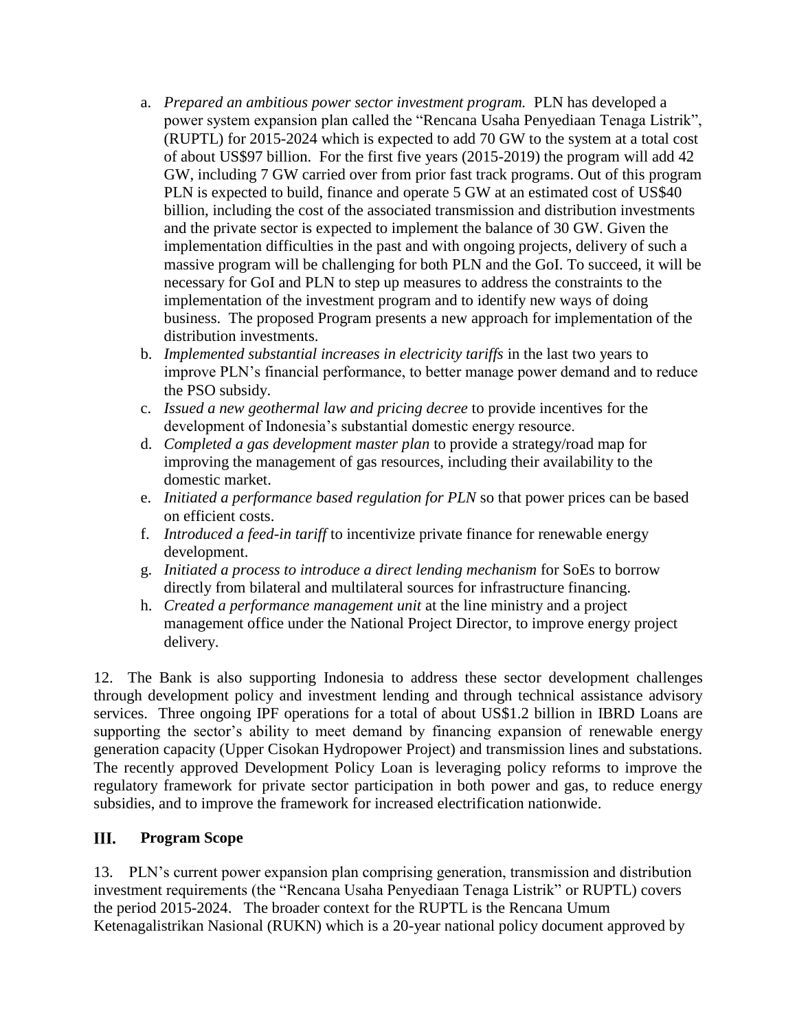a. *Prepared an ambitious power sector investment program.* PLN has developed a power system expansion plan called the "Rencana Usaha Penyediaan Tenaga Listrik", (RUPTL) for 2015-2024 which is expected to add 70 GW to the system at a total cost of about US$97 billion. For the first five years (2015-2019) the program will add 42 GW, including 7 GW carried over from prior fast track programs. Out of this program PLN is expected to build, finance and operate 5 GW at an estimated cost of US$40 billion, including the cost of the associated transmission and distribution investments and the private sector is expected to implement the balance of 30 GW. Given the implementation difficulties in the past and with ongoing projects, delivery of such a massive program will be challenging for both PLN and the GoI. To succeed, it will be necessary for GoI and PLN to step up measures to address the constraints to the implementation of the investment program and to identify new ways of doing business. The proposed Program presents a new approach for implementation of the distribution investments.
b. *Implemented substantial increases in electricity tariffs* in the last two years to improve PLN's financial performance, to better manage power demand and to reduce the PSO subsidy.
c. *Issued a new geothermal law and pricing decree* to provide incentives for the development of Indonesia's substantial domestic energy resource.
d. *Completed a gas development master plan* to provide a strategy/road map for improving the management of gas resources, including their availability to the domestic market.
e. *Initiated a performance based regulation for PLN* so that power prices can be based on efficient costs.
f. *Introduced a feed-in tariff* to incentivize private finance for renewable energy development.
g. *Initiated a process to introduce a direct lending mechanism* for SoEs to borrow directly from bilateral and multilateral sources for infrastructure financing.
h. *Created a performance management unit* at the line ministry and a project management office under the National Project Director, to improve energy project delivery.

12. The Bank is also supporting Indonesia to address these sector development challenges through development policy and investment lending and through technical assistance advisory services. Three ongoing IPF operations for a total of about US$1.2 billion in IBRD Loans are supporting the sector's ability to meet demand by financing expansion of renewable energy generation capacity (Upper Cisokan Hydropower Project) and transmission lines and substations. The recently approved Development Policy Loan is leveraging policy reforms to improve the regulatory framework for private sector participation in both power and gas, to reduce energy subsidies, and to improve the framework for increased electrification nationwide.

## III. Program Scope

13. PLN's current power expansion plan comprising generation, transmission and distribution investment requirements (the "Rencana Usaha Penyediaan Tenaga Listrik" or RUPTL) covers the period 2015-2024. The broader context for the RUPTL is the Rencana Umum Ketenagalistrikan Nasional (RUKN) which is a 20-year national policy document approved by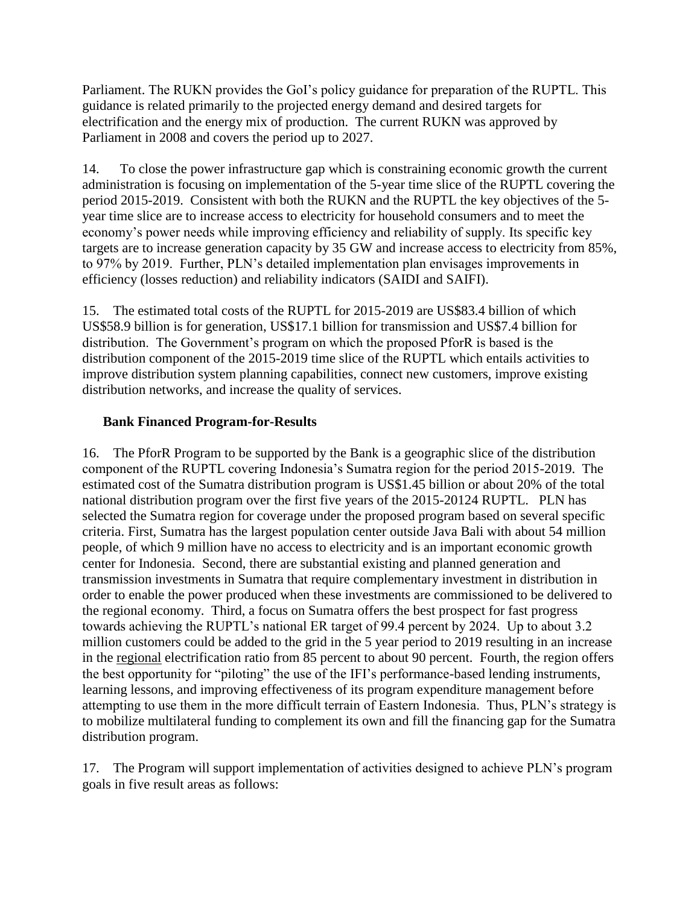Parliament. The RUKN provides the GoI's policy guidance for preparation of the RUPTL. This guidance is related primarily to the projected energy demand and desired targets for electrification and the energy mix of production. The current RUKN was approved by Parliament in 2008 and covers the period up to 2027.

14. To close the power infrastructure gap which is constraining economic growth the current administration is focusing on implementation of the 5-year time slice of the RUPTL covering the period 2015-2019. Consistent with both the RUKN and the RUPTL the key objectives of the 5-year time slice are to increase access to electricity for household consumers and to meet the economy's power needs while improving efficiency and reliability of supply. Its specific key targets are to increase generation capacity by 35 GW and increase access to electricity from 85%, to 97% by 2019. Further, PLN's detailed implementation plan envisages improvements in efficiency (losses reduction) and reliability indicators (SAIDI and SAIFI).

15. The estimated total costs of the RUPTL for 2015-2019 are US$83.4 billion of which US$58.9 billion is for generation, US$17.1 billion for transmission and US$7.4 billion for distribution. The Government's program on which the proposed PforR is based is the distribution component of the 2015-2019 time slice of the RUPTL which entails activities to improve distribution system planning capabilities, connect new customers, improve existing distribution networks, and increase the quality of services.

**Bank Financed Program-for-Results**

16. The PforR Program to be supported by the Bank is a geographic slice of the distribution component of the RUPTL covering Indonesia's Sumatra region for the period 2015-2019. The estimated cost of the Sumatra distribution program is US$1.45 billion or about 20% of the total national distribution program over the first five years of the 2015-20124 RUPTL. PLN has selected the Sumatra region for coverage under the proposed program based on several specific criteria. First, Sumatra has the largest population center outside Java Bali with about 54 million people, of which 9 million have no access to electricity and is an important economic growth center for Indonesia. Second, there are substantial existing and planned generation and transmission investments in Sumatra that require complementary investment in distribution in order to enable the power produced when these investments are commissioned to be delivered to the regional economy. Third, a focus on Sumatra offers the best prospect for fast progress towards achieving the RUPTL's national ER target of 99.4 percent by 2024. Up to about 3.2 million customers could be added to the grid in the 5 year period to 2019 resulting in an increase in the regional electrification ratio from 85 percent to about 90 percent. Fourth, the region offers the best opportunity for "piloting" the use of the IFI's performance-based lending instruments, learning lessons, and improving effectiveness of its program expenditure management before attempting to use them in the more difficult terrain of Eastern Indonesia. Thus, PLN's strategy is to mobilize multilateral funding to complement its own and fill the financing gap for the Sumatra distribution program.

17. The Program will support implementation of activities designed to achieve PLN's program goals in five result areas as follows: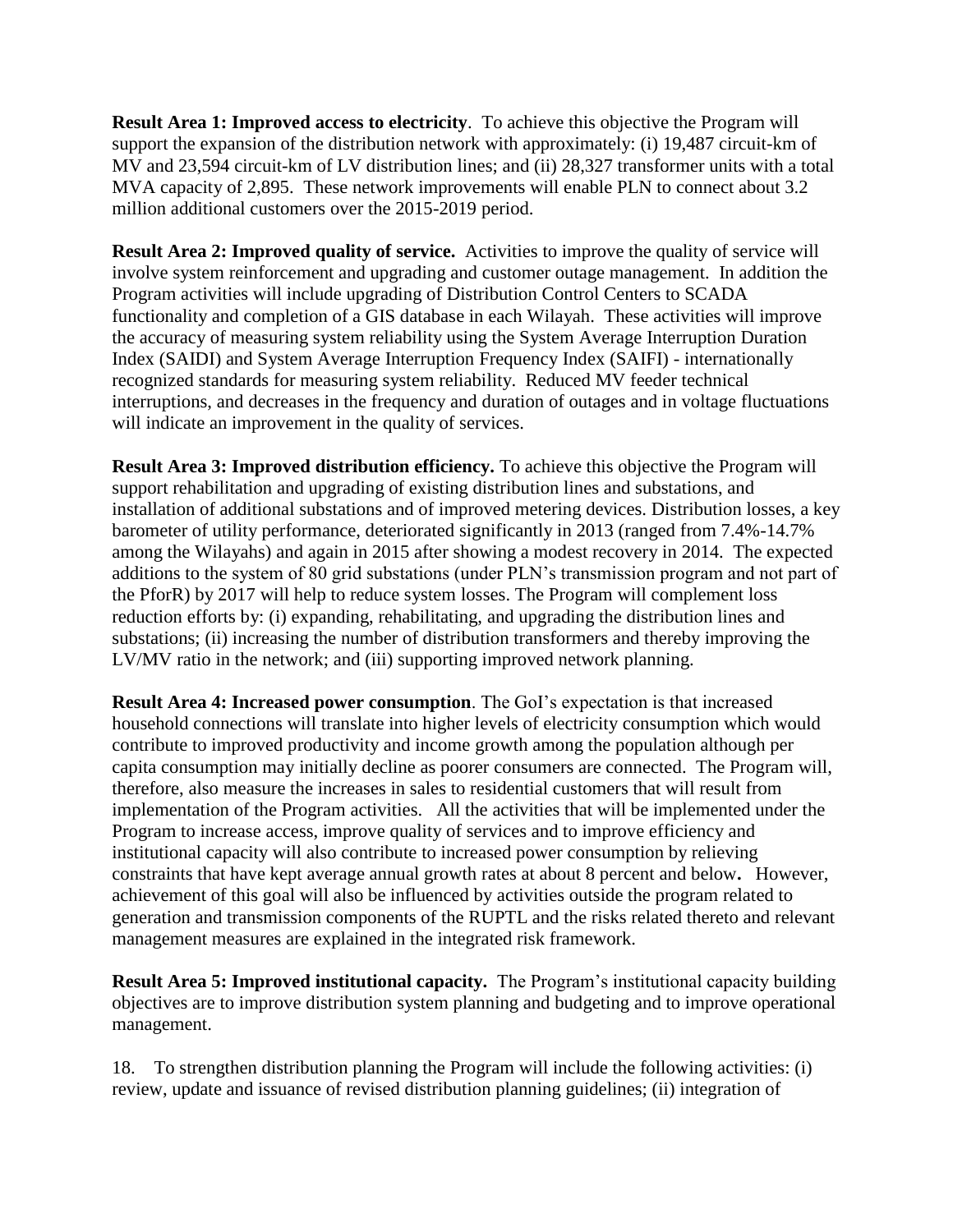**Result Area 1: Improved access to electricity**. To achieve this objective the Program will support the expansion of the distribution network with approximately: (i) 19,487 circuit-km of MV and 23,594 circuit-km of LV distribution lines; and (ii) 28,327 transformer units with a total MVA capacity of 2,895. These network improvements will enable PLN to connect about 3.2 million additional customers over the 2015-2019 period.

**Result Area 2: Improved quality of service.** Activities to improve the quality of service will involve system reinforcement and upgrading and customer outage management. In addition the Program activities will include upgrading of Distribution Control Centers to SCADA functionality and completion of a GIS database in each Wilayah. These activities will improve the accuracy of measuring system reliability using the System Average Interruption Duration Index (SAIDI) and System Average Interruption Frequency Index (SAIFI) - internationally recognized standards for measuring system reliability. Reduced MV feeder technical interruptions, and decreases in the frequency and duration of outages and in voltage fluctuations will indicate an improvement in the quality of services.

**Result Area 3: Improved distribution efficiency.** To achieve this objective the Program will support rehabilitation and upgrading of existing distribution lines and substations, and installation of additional substations and of improved metering devices. Distribution losses, a key barometer of utility performance, deteriorated significantly in 2013 (ranged from 7.4%-14.7% among the Wilayahs) and again in 2015 after showing a modest recovery in 2014. The expected additions to the system of 80 grid substations (under PLN's transmission program and not part of the PforR) by 2017 will help to reduce system losses. The Program will complement loss reduction efforts by: (i) expanding, rehabilitating, and upgrading the distribution lines and substations; (ii) increasing the number of distribution transformers and thereby improving the LV/MV ratio in the network; and (iii) supporting improved network planning.

**Result Area 4: Increased power consumption**. The GoI's expectation is that increased household connections will translate into higher levels of electricity consumption which would contribute to improved productivity and income growth among the population although per capita consumption may initially decline as poorer consumers are connected. The Program will, therefore, also measure the increases in sales to residential customers that will result from implementation of the Program activities. All the activities that will be implemented under the Program to increase access, improve quality of services and to improve efficiency and institutional capacity will also contribute to increased power consumption by relieving constraints that have kept average annual growth rates at about 8 percent and below**.** However, achievement of this goal will also be influenced by activities outside the program related to generation and transmission components of the RUPTL and the risks related thereto and relevant management measures are explained in the integrated risk framework.

**Result Area 5: Improved institutional capacity.** The Program's institutional capacity building objectives are to improve distribution system planning and budgeting and to improve operational management.

18. To strengthen distribution planning the Program will include the following activities: (i) review, update and issuance of revised distribution planning guidelines; (ii) integration of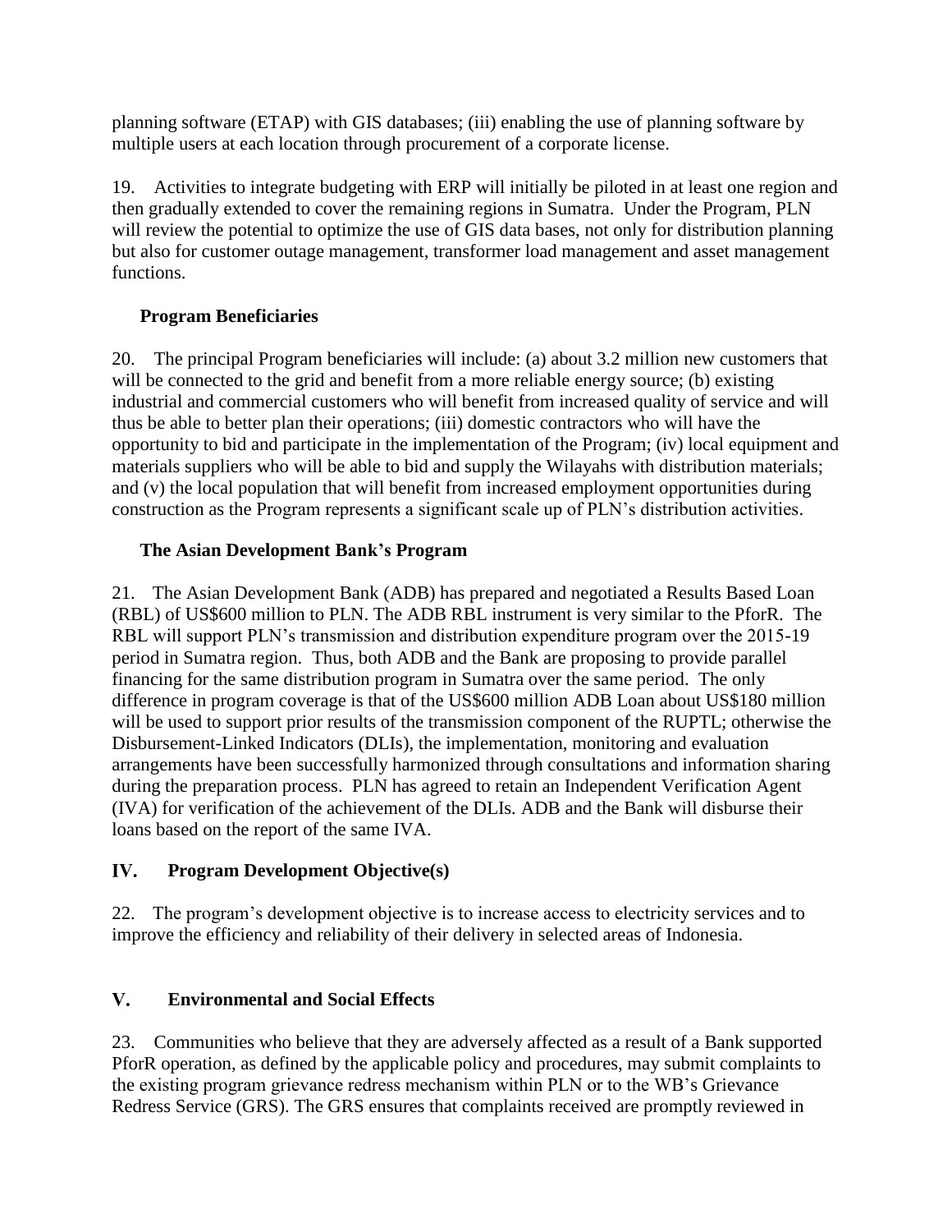planning software (ETAP) with GIS databases; (iii) enabling the use of planning software by multiple users at each location through procurement of a corporate license.

19. Activities to integrate budgeting with ERP will initially be piloted in at least one region and then gradually extended to cover the remaining regions in Sumatra. Under the Program, PLN will review the potential to optimize the use of GIS data bases, not only for distribution planning but also for customer outage management, transformer load management and asset management functions.

### Program Beneficiaries

20. The principal Program beneficiaries will include: (a) about 3.2 million new customers that will be connected to the grid and benefit from a more reliable energy source; (b) existing industrial and commercial customers who will benefit from increased quality of service and will thus be able to better plan their operations; (iii) domestic contractors who will have the opportunity to bid and participate in the implementation of the Program; (iv) local equipment and materials suppliers who will be able to bid and supply the Wilayahs with distribution materials; and (v) the local population that will benefit from increased employment opportunities during construction as the Program represents a significant scale up of PLN's distribution activities.

### The Asian Development Bank's Program

21. The Asian Development Bank (ADB) has prepared and negotiated a Results Based Loan (RBL) of US$600 million to PLN. The ADB RBL instrument is very similar to the PforR. The RBL will support PLN's transmission and distribution expenditure program over the 2015-19 period in Sumatra region. Thus, both ADB and the Bank are proposing to provide parallel financing for the same distribution program in Sumatra over the same period. The only difference in program coverage is that of the US$600 million ADB Loan about US$180 million will be used to support prior results of the transmission component of the RUPTL; otherwise the Disbursement-Linked Indicators (DLIs), the implementation, monitoring and evaluation arrangements have been successfully harmonized through consultations and information sharing during the preparation process. PLN has agreed to retain an Independent Verification Agent (IVA) for verification of the achievement of the DLIs. ADB and the Bank will disburse their loans based on the report of the same IVA.

## IV. Program Development Objective(s)

22. The program's development objective is to increase access to electricity services and to improve the efficiency and reliability of their delivery in selected areas of Indonesia.

## V. Environmental and Social Effects

23. Communities who believe that they are adversely affected as a result of a Bank supported PforR operation, as defined by the applicable policy and procedures, may submit complaints to the existing program grievance redress mechanism within PLN or to the WB's Grievance Redress Service (GRS). The GRS ensures that complaints received are promptly reviewed in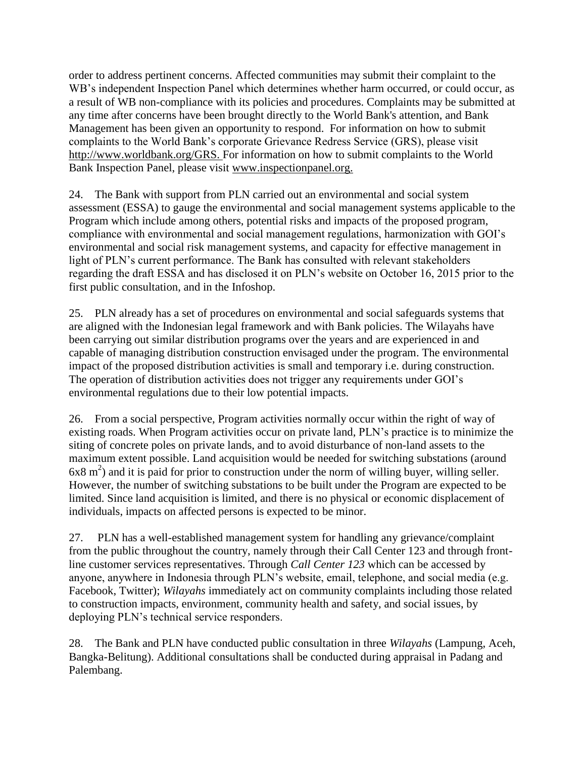order to address pertinent concerns. Affected communities may submit their complaint to the WB's independent Inspection Panel which determines whether harm occurred, or could occur, as a result of WB non-compliance with its policies and procedures. Complaints may be submitted at any time after concerns have been brought directly to the World Bank's attention, and Bank Management has been given an opportunity to respond. For information on how to submit complaints to the World Bank's corporate Grievance Redress Service (GRS), please visit http://www.worldbank.org/GRS. For information on how to submit complaints to the World Bank Inspection Panel, please visit www.inspectionpanel.org.

24. The Bank with support from PLN carried out an environmental and social system assessment (ESSA) to gauge the environmental and social management systems applicable to the Program which include among others, potential risks and impacts of the proposed program, compliance with environmental and social management regulations, harmonization with GOI's environmental and social risk management systems, and capacity for effective management in light of PLN's current performance. The Bank has consulted with relevant stakeholders regarding the draft ESSA and has disclosed it on PLN's website on October 16, 2015 prior to the first public consultation, and in the Infoshop.

25. PLN already has a set of procedures on environmental and social safeguards systems that are aligned with the Indonesian legal framework and with Bank policies. The Wilayahs have been carrying out similar distribution programs over the years and are experienced in and capable of managing distribution construction envisaged under the program. The environmental impact of the proposed distribution activities is small and temporary i.e. during construction. The operation of distribution activities does not trigger any requirements under GOI's environmental regulations due to their low potential impacts.

26. From a social perspective, Program activities normally occur within the right of way of existing roads. When Program activities occur on private land, PLN's practice is to minimize the siting of concrete poles on private lands, and to avoid disturbance of non-land assets to the maximum extent possible. Land acquisition would be needed for switching substations (around 6x8 $m^2$) and it is paid for prior to construction under the norm of willing buyer, willing seller. However, the number of switching substations to be built under the Program are expected to be limited. Since land acquisition is limited, and there is no physical or economic displacement of individuals, impacts on affected persons is expected to be minor.

27. PLN has a well-established management system for handling any grievance/complaint from the public throughout the country, namely through their Call Center 123 and through front-line customer services representatives. Through *Call Center 123* which can be accessed by anyone, anywhere in Indonesia through PLN's website, email, telephone, and social media (e.g. Facebook, Twitter); *Wilayahs* immediately act on community complaints including those related to construction impacts, environment, community health and safety, and social issues, by deploying PLN's technical service responders.

28. The Bank and PLN have conducted public consultation in three *Wilayahs* (Lampung, Aceh, Bangka-Belitung). Additional consultations shall be conducted during appraisal in Padang and Palembang.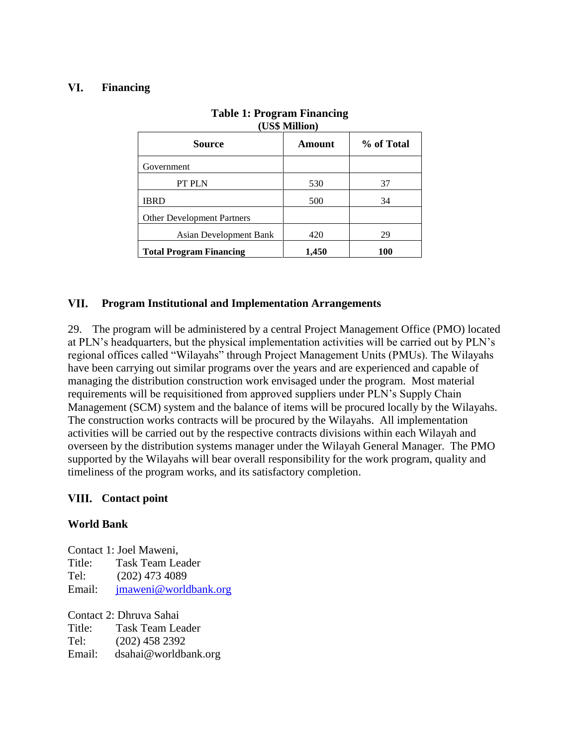## VI. Financing

**Table 1: Program Financing**
**(US$ Million)**

| Source | Amount | % of Total |
|---|---|---|
| Government | | |
| PT PLN | 530 | 37 |
| IBRD | 500 | 34 |
| Other Development Partners | | |
| Asian Development Bank | 420 | 29 |
| **Total Program Financing** | **1,450** | **100** |

## VII. Program Institutional and Implementation Arrangements

29. The program will be administered by a central Project Management Office (PMO) located at PLN's headquarters, but the physical implementation activities will be carried out by PLN's regional offices called "Wilayahs" through Project Management Units (PMUs). The Wilayahs have been carrying out similar programs over the years and are experienced and capable of managing the distribution construction work envisaged under the program. Most material requirements will be requisitioned from approved suppliers under PLN's Supply Chain Management (SCM) system and the balance of items will be procured locally by the Wilayahs. The construction works contracts will be procured by the Wilayahs. All implementation activities will be carried out by the respective contracts divisions within each Wilayah and overseen by the distribution systems manager under the Wilayah General Manager. The PMO supported by the Wilayahs will bear overall responsibility for the work program, quality and timeliness of the program works, and its satisfactory completion.

## VIII. Contact point

### World Bank

Contact 1: Joel Maweni,
Title: Task Team Leader
Tel: (202) 473 4089
Email: jmaweni@worldbank.org

Contact 2: Dhruva Sahai
Title: Task Team Leader
Tel: (202) 458 2392
Email: dsahai@worldbank.org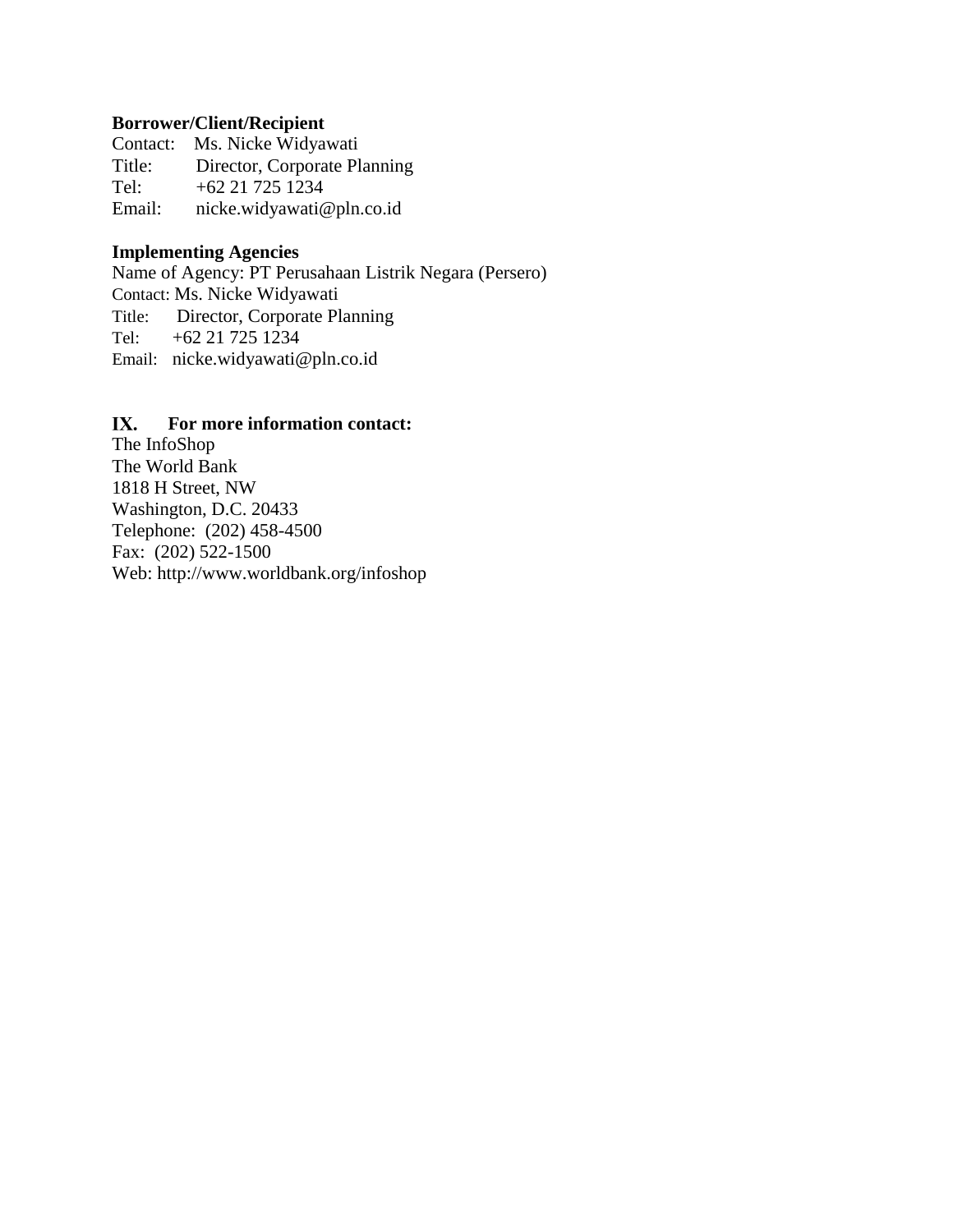**Borrower/Client/Recipient**

Contact: Ms. Nicke Widyawati
Title: Director, Corporate Planning
Tel: +62 21 725 1234
Email: nicke.widyawati@pln.co.id

**Implementing Agencies**

Name of Agency: PT Perusahaan Listrik Negara (Persero)
Contact: Ms. Nicke Widyawati
Title: Director, Corporate Planning
Tel: +62 21 725 1234
Email: nicke.widyawati@pln.co.id

## IX. For more information contact:

The InfoShop
The World Bank
1818 H Street, NW
Washington, D.C. 20433
Telephone: (202) 458-4500
Fax: (202) 522-1500
Web: http://www.worldbank.org/infoshop